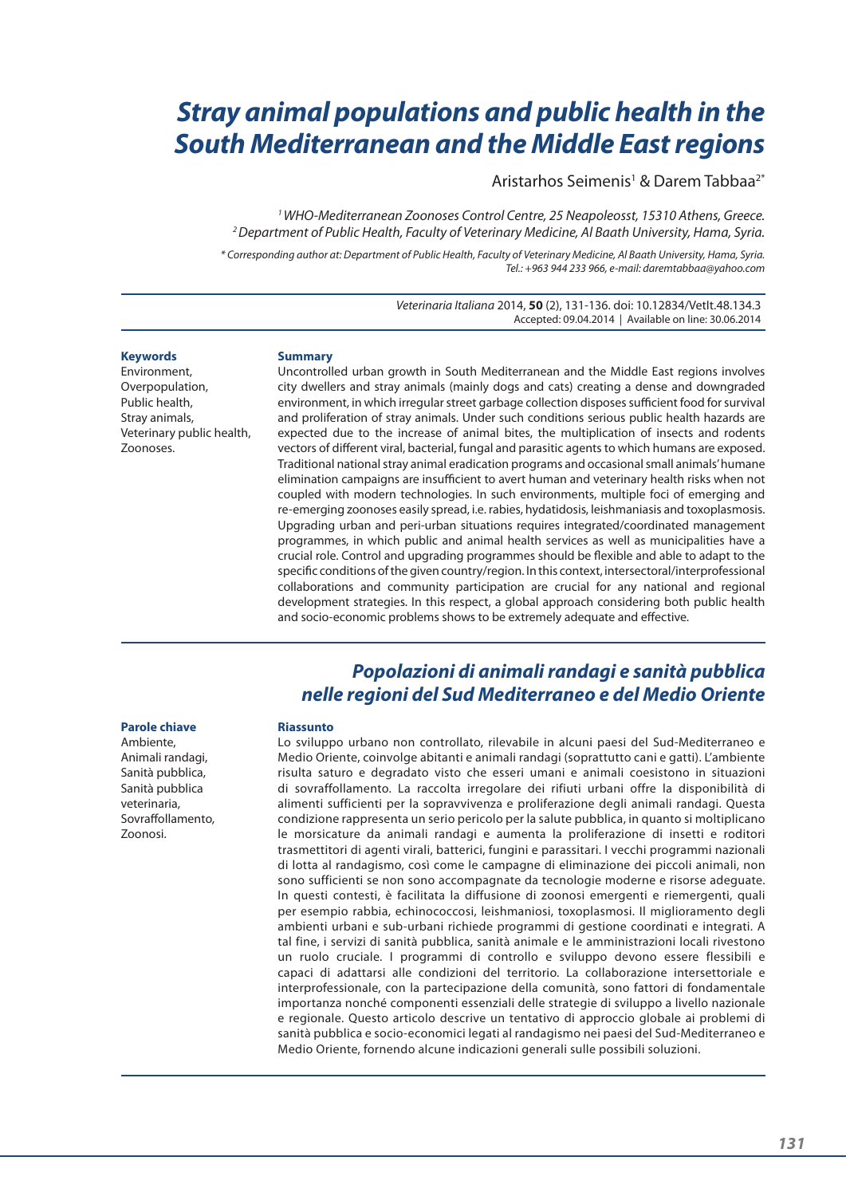# Stray animal populations and public health in the South Mediterranean and the Middle East regions

Aristarhos Seimenis[1] & Darem Tabbaa[2*]

[1] WHO-Mediterranean Zoonoses Control Centre, 25 Neapoleosst, 15310 Athens, Greece.
[2] Department of Public Health, Faculty of Veterinary Medicine, Al Baath University, Hama, Syria.

\* Corresponding author at: Department of Public Health, Faculty of Veterinary Medicine, Al Baath University, Hama, Syria. Tel.: +963 944 233 966, e-mail: daremtabbaa@yahoo.com

*Veterinaria Italiana* 2014, **50** (2), 131-136. doi: 10.12834/VetIt.48.134.3
Accepted: 09.04.2014 | Available on line: 30.06.2014

**Keywords**
Environment,
Overpopulation,
Public health,
Stray animals,
Veterinary public health,
Zoonoses.

**Summary**

Uncontrolled urban growth in South Mediterranean and the Middle East regions involves city dwellers and stray animals (mainly dogs and cats) creating a dense and downgraded environment, in which irregular street garbage collection disposes sufficient food for survival and proliferation of stray animals. Under such conditions serious public health hazards are expected due to the increase of animal bites, the multiplication of insects and rodents vectors of different viral, bacterial, fungal and parasitic agents to which humans are exposed. Traditional national stray animal eradication programs and occasional small animals' humane elimination campaigns are insufficient to avert human and veterinary health risks when not coupled with modern technologies. In such environments, multiple foci of emerging and re-emerging zoonoses easily spread, i.e. rabies, hydatidosis, leishmaniasis and toxoplasmosis. Upgrading urban and peri-urban situations requires integrated/coordinated management programmes, in which public and animal health services as well as municipalities have a crucial role. Control and upgrading programmes should be flexible and able to adapt to the specific conditions of the given country/region. In this context, intersectoral/interprofessional collaborations and community participation are crucial for any national and regional development strategies. In this respect, a global approach considering both public health and socio-economic problems shows to be extremely adequate and effective.

## Popolazioni di animali randagi e sanità pubblica nelle regioni del Sud Mediterraneo e del Medio Oriente

**Parole chiave**
Ambiente,
Animali randagi,
Sanità pubblica,
Sanità pubblica veterinaria,
Sovraffollamento,
Zoonosi.

**Riassunto**

Lo sviluppo urbano non controllato, rilevabile in alcuni paesi del Sud-Mediterraneo e Medio Oriente, coinvolge abitanti e animali randagi (soprattutto cani e gatti). L'ambiente risulta saturo e degradato visto che esseri umani e animali coesistono in situazioni di sovraffollamento. La raccolta irregolare dei rifiuti urbani offre la disponibilità di alimenti sufficienti per la sopravvivenza e proliferazione degli animali randagi. Questa condizione rappresenta un serio pericolo per la salute pubblica, in quanto si moltiplicano le morsicature da animali randagi e aumenta la proliferazione di insetti e roditori trasmettitori di agenti virali, batterici, fungini e parassitari. I vecchi programmi nazionali di lotta al randagismo, così come le campagne di eliminazione dei piccoli animali, non sono sufficienti se non sono accompagnate da tecnologie moderne e risorse adeguate. In questi contesti, è facilitata la diffusione di zoonosi emergenti e riemergenti, quali per esempio rabbia, echinococcosi, leishmaniosi, toxoplasmosi. Il miglioramento degli ambienti urbani e sub-urbani richiede programmi di gestione coordinati e integrati. A tal fine, i servizi di sanità pubblica, sanità animale e le amministrazioni locali rivestono un ruolo cruciale. I programmi di controllo e sviluppo devono essere flessibili e capaci di adattarsi alle condizioni del territorio. La collaborazione intersettoriale e interprofessionale, con la partecipazione della comunità, sono fattori di fondamentale importanza nonché componenti essenziali delle strategie di sviluppo a livello nazionale e regionale. Questo articolo descrive un tentativo di approccio globale ai problemi di sanità pubblica e socio-economici legati al randagismo nei paesi del Sud-Mediterraneo e Medio Oriente, fornendo alcune indicazioni generali sulle possibili soluzioni.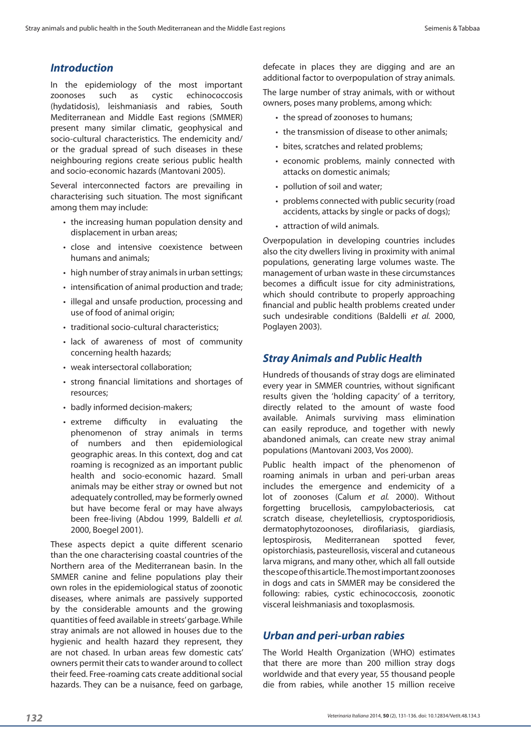## Introduction

In the epidemiology of the most important zoonoses such as cystic echinococcosis (hydatidosis), leishmaniasis and rabies, South Mediterranean and Middle East regions (SMMER) present many similar climatic, geophysical and socio-cultural characteristics. The endemicity and/or the gradual spread of such diseases in these neighbouring regions create serious public health and socio-economic hazards (Mantovani 2005).

Several interconnected factors are prevailing in characterising such situation. The most significant among them may include:

- the increasing human population density and displacement in urban areas;
- close and intensive coexistence between humans and animals;
- high number of stray animals in urban settings;
- intensification of animal production and trade;
- illegal and unsafe production, processing and use of food of animal origin;
- traditional socio-cultural characteristics;
- lack of awareness of most of community concerning health hazards;
- weak intersectoral collaboration;
- strong financial limitations and shortages of resources;
- badly informed decision-makers;
- extreme difficulty in evaluating the phenomenon of stray animals in terms of numbers and then epidemiological geographic areas. In this context, dog and cat roaming is recognized as an important public health and socio-economic hazard. Small animals may be either stray or owned but not adequately controlled, may be formerly owned but have become feral or may have always been free-living (Abdou 1999, Baldelli *et al.* 2000, Boegel 2001).

These aspects depict a quite different scenario than the one characterising coastal countries of the Northern area of the Mediterranean basin. In the SMMER canine and feline populations play their own roles in the epidemiological status of zoonotic diseases, where animals are passively supported by the considerable amounts and the growing quantities of feed available in streets' garbage. While stray animals are not allowed in houses due to the hygienic and health hazard they represent, they are not chased. In urban areas few domestic cats' owners permit their cats to wander around to collect their feed. Free-roaming cats create additional social hazards. They can be a nuisance, feed on garbage, defecate in places they are digging and are an additional factor to overpopulation of stray animals.

The large number of stray animals, with or without owners, poses many problems, among which:

- the spread of zoonoses to humans;
- the transmission of disease to other animals;
- bites, scratches and related problems;
- economic problems, mainly connected with attacks on domestic animals;
- pollution of soil and water;
- problems connected with public security (road accidents, attacks by single or packs of dogs);
- attraction of wild animals.

Overpopulation in developing countries includes also the city dwellers living in proximity with animal populations, generating large volumes waste. The management of urban waste in these circumstances becomes a difficult issue for city administrations, which should contribute to properly approaching financial and public health problems created under such undesirable conditions (Baldelli *et al.* 2000, Poglayen 2003).

## Stray Animals and Public Health

Hundreds of thousands of stray dogs are eliminated every year in SMMER countries, without significant results given the 'holding capacity' of a territory, directly related to the amount of waste food available. Animals surviving mass elimination can easily reproduce, and together with newly abandoned animals, can create new stray animal populations (Mantovani 2003, Vos 2000).

Public health impact of the phenomenon of roaming animals in urban and peri-urban areas includes the emergence and endemicity of a lot of zoonoses (Calum *et al.* 2000). Without forgetting brucellosis, campylobacteriosis, cat scratch disease, cheyletelliosis, cryptosporidiosis, dermatophytozoonoses, dirofilariasis, giardiasis, leptospirosis, Mediterranean spotted fever, opistorchiasis, pasteurellosis, visceral and cutaneous larva migrans, and many other, which all fall outside the scope of this article. The most important zoonoses in dogs and cats in SMMER may be considered the following: rabies, cystic echinococcosis, zoonotic visceral leishmaniasis and toxoplasmosis.

## Urban and peri-urban rabies

The World Health Organization (WHO) estimates that there are more than 200 million stray dogs worldwide and that every year, 55 thousand people die from rabies, while another 15 million receive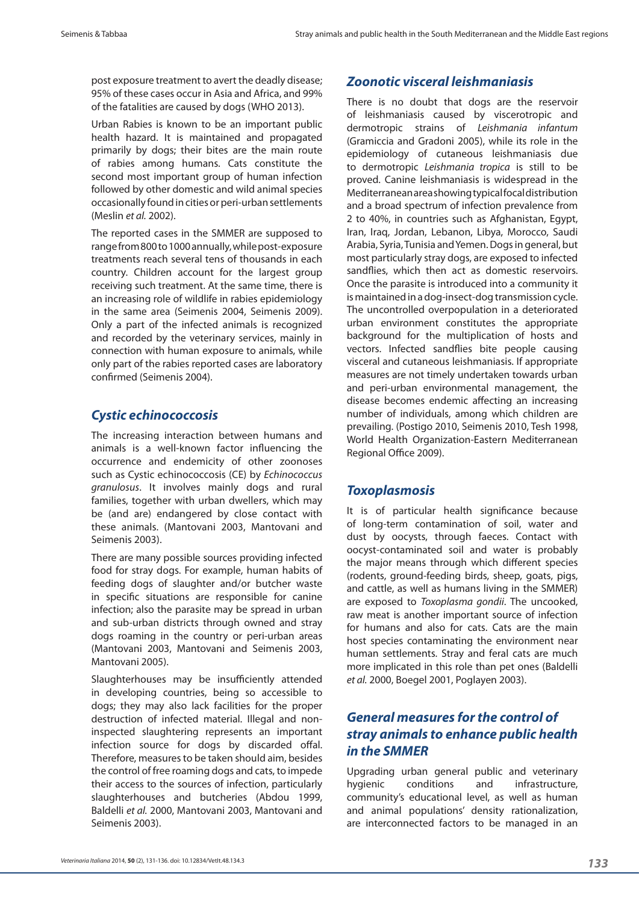post exposure treatment to avert the deadly disease; 95% of these cases occur in Asia and Africa, and 99% of the fatalities are caused by dogs (WHO 2013).

Urban Rabies is known to be an important public health hazard. It is maintained and propagated primarily by dogs; their bites are the main route of rabies among humans. Cats constitute the second most important group of human infection followed by other domestic and wild animal species occasionally found in cities or peri-urban settlements (Meslin *et al.* 2002).

The reported cases in the SMMER are supposed to range from 800 to 1000 annually, while post-exposure treatments reach several tens of thousands in each country. Children account for the largest group receiving such treatment. At the same time, there is an increasing role of wildlife in rabies epidemiology in the same area (Seimenis 2004, Seimenis 2009). Only a part of the infected animals is recognized and recorded by the veterinary services, mainly in connection with human exposure to animals, while only part of the rabies reported cases are laboratory confirmed (Seimenis 2004).

## Cystic echinococcosis

The increasing interaction between humans and animals is a well-known factor influencing the occurrence and endemicity of other zoonoses such as Cystic echinococcosis (CE) by *Echinococcus granulosus*. It involves mainly dogs and rural families, together with urban dwellers, which may be (and are) endangered by close contact with these animals. (Mantovani 2003, Mantovani and Seimenis 2003).

There are many possible sources providing infected food for stray dogs. For example, human habits of feeding dogs of slaughter and/or butcher waste in specific situations are responsible for canine infection; also the parasite may be spread in urban and sub-urban districts through owned and stray dogs roaming in the country or peri-urban areas (Mantovani 2003, Mantovani and Seimenis 2003, Mantovani 2005).

Slaughterhouses may be insufficiently attended in developing countries, being so accessible to dogs; they may also lack facilities for the proper destruction of infected material. Illegal and non-inspected slaughtering represents an important infection source for dogs by discarded offal. Therefore, measures to be taken should aim, besides the control of free roaming dogs and cats, to impede their access to the sources of infection, particularly slaughterhouses and butcheries (Abdou 1999, Baldelli *et al.* 2000, Mantovani 2003, Mantovani and Seimenis 2003).

## Zoonotic visceral leishmaniasis

There is no doubt that dogs are the reservoir of leishmaniasis caused by viscerotropic and dermotropic strains of *Leishmania infantum* (Gramiccia and Gradoni 2005), while its role in the epidemiology of cutaneous leishmaniasis due to dermotropic *Leishmania tropica* is still to be proved. Canine leishmaniasis is widespread in the Mediterranean area showing typical focal distribution and a broad spectrum of infection prevalence from 2 to 40%, in countries such as Afghanistan, Egypt, Iran, Iraq, Jordan, Lebanon, Libya, Morocco, Saudi Arabia, Syria, Tunisia and Yemen. Dogs in general, but most particularly stray dogs, are exposed to infected sandflies, which then act as domestic reservoirs. Once the parasite is introduced into a community it is maintained in a dog-insect-dog transmission cycle. The uncontrolled overpopulation in a deteriorated urban environment constitutes the appropriate background for the multiplication of hosts and vectors. Infected sandflies bite people causing visceral and cutaneous leishmaniasis. If appropriate measures are not timely undertaken towards urban and peri-urban environmental management, the disease becomes endemic affecting an increasing number of individuals, among which children are prevailing. (Postigo 2010, Seimenis 2010, Tesh 1998, World Health Organization-Eastern Mediterranean Regional Office 2009).

## Toxoplasmosis

It is of particular health significance because of long-term contamination of soil, water and dust by oocysts, through faeces. Contact with oocyst-contaminated soil and water is probably the major means through which different species (rodents, ground-feeding birds, sheep, goats, pigs, and cattle, as well as humans living in the SMMER) are exposed to *Toxoplasma gondii*. The uncooked, raw meat is another important source of infection for humans and also for cats. Cats are the main host species contaminating the environment near human settlements. Stray and feral cats are much more implicated in this role than pet ones (Baldelli *et al.* 2000, Boegel 2001, Poglayen 2003).

## General measures for the control of stray animals to enhance public health in the SMMER

Upgrading urban general public and veterinary hygienic conditions and infrastructure, community's educational level, as well as human and animal populations' density rationalization, are interconnected factors to be managed in an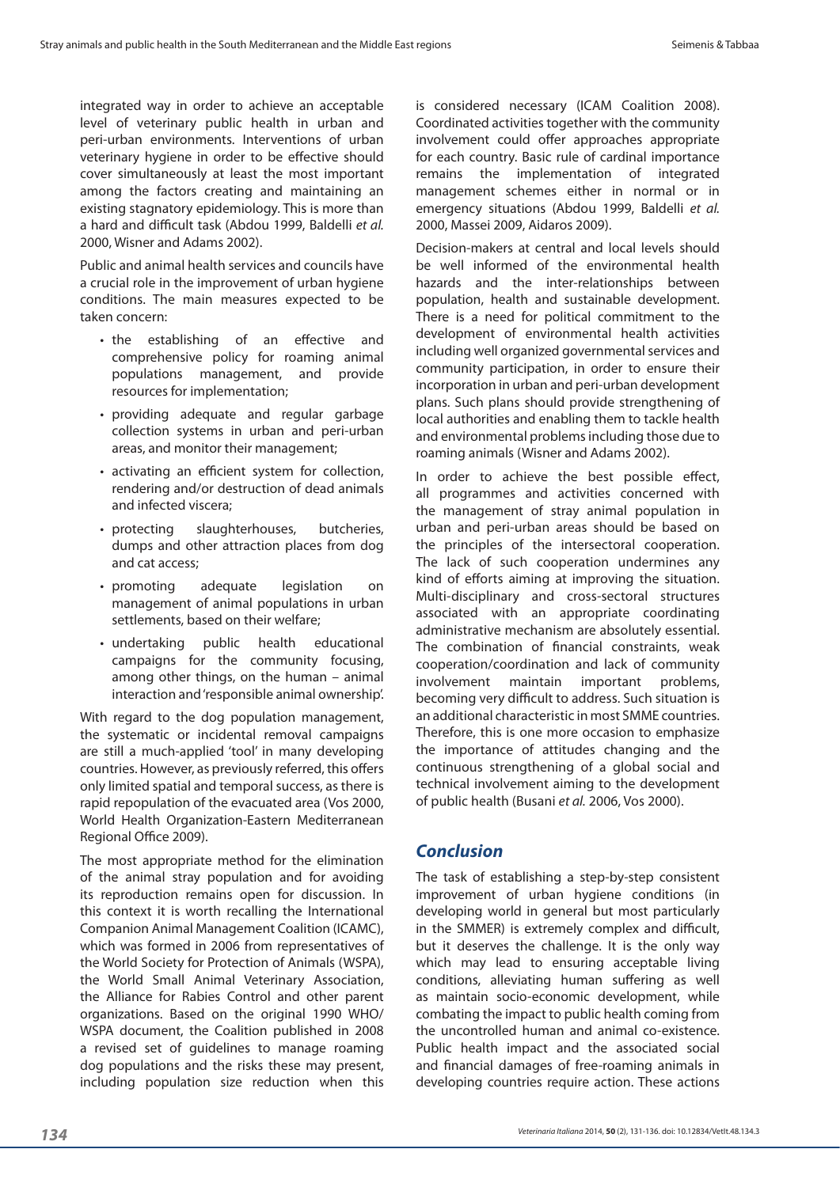integrated way in order to achieve an acceptable level of veterinary public health in urban and peri-urban environments. Interventions of urban veterinary hygiene in order to be effective should cover simultaneously at least the most important among the factors creating and maintaining an existing stagnatory epidemiology. This is more than a hard and difficult task (Abdou 1999, Baldelli *et al.* 2000, Wisner and Adams 2002).

Public and animal health services and councils have a crucial role in the improvement of urban hygiene conditions. The main measures expected to be taken concern:

- the establishing of an effective and comprehensive policy for roaming animal populations management, and provide resources for implementation;
- providing adequate and regular garbage collection systems in urban and peri-urban areas, and monitor their management;
- activating an efficient system for collection, rendering and/or destruction of dead animals and infected viscera;
- protecting slaughterhouses, butcheries, dumps and other attraction places from dog and cat access;
- promoting adequate legislation on management of animal populations in urban settlements, based on their welfare;
- undertaking public health educational campaigns for the community focusing, among other things, on the human – animal interaction and 'responsible animal ownership'.

With regard to the dog population management, the systematic or incidental removal campaigns are still a much-applied 'tool' in many developing countries. However, as previously referred, this offers only limited spatial and temporal success, as there is rapid repopulation of the evacuated area (Vos 2000, World Health Organization-Eastern Mediterranean Regional Office 2009).

The most appropriate method for the elimination of the animal stray population and for avoiding its reproduction remains open for discussion. In this context it is worth recalling the International Companion Animal Management Coalition (ICAMC), which was formed in 2006 from representatives of the World Society for Protection of Animals (WSPA), the World Small Animal Veterinary Association, the Alliance for Rabies Control and other parent organizations. Based on the original 1990 WHO/WSPA document, the Coalition published in 2008 a revised set of guidelines to manage roaming dog populations and the risks these may present, including population size reduction when this is considered necessary (ICAM Coalition 2008). Coordinated activities together with the community involvement could offer approaches appropriate for each country. Basic rule of cardinal importance remains the implementation of integrated management schemes either in normal or in emergency situations (Abdou 1999, Baldelli *et al.* 2000, Massei 2009, Aidaros 2009).

Decision-makers at central and local levels should be well informed of the environmental health hazards and the inter-relationships between population, health and sustainable development. There is a need for political commitment to the development of environmental health activities including well organized governmental services and community participation, in order to ensure their incorporation in urban and peri-urban development plans. Such plans should provide strengthening of local authorities and enabling them to tackle health and environmental problems including those due to roaming animals (Wisner and Adams 2002).

In order to achieve the best possible effect, all programmes and activities concerned with the management of stray animal population in urban and peri-urban areas should be based on the principles of the intersectoral cooperation. The lack of such cooperation undermines any kind of efforts aiming at improving the situation. Multi-disciplinary and cross-sectoral structures associated with an appropriate coordinating administrative mechanism are absolutely essential. The combination of financial constraints, weak cooperation/coordination and lack of community involvement maintain important problems, becoming very difficult to address. Such situation is an additional characteristic in most SMME countries. Therefore, this is one more occasion to emphasize the importance of attitudes changing and the continuous strengthening of a global social and technical involvement aiming to the development of public health (Busani *et al.* 2006, Vos 2000).

## Conclusion

The task of establishing a step-by-step consistent improvement of urban hygiene conditions (in developing world in general but most particularly in the SMMER) is extremely complex and difficult, but it deserves the challenge. It is the only way which may lead to ensuring acceptable living conditions, alleviating human suffering as well as maintain socio-economic development, while combating the impact to public health coming from the uncontrolled human and animal co-existence. Public health impact and the associated social and financial damages of free-roaming animals in developing countries require action. These actions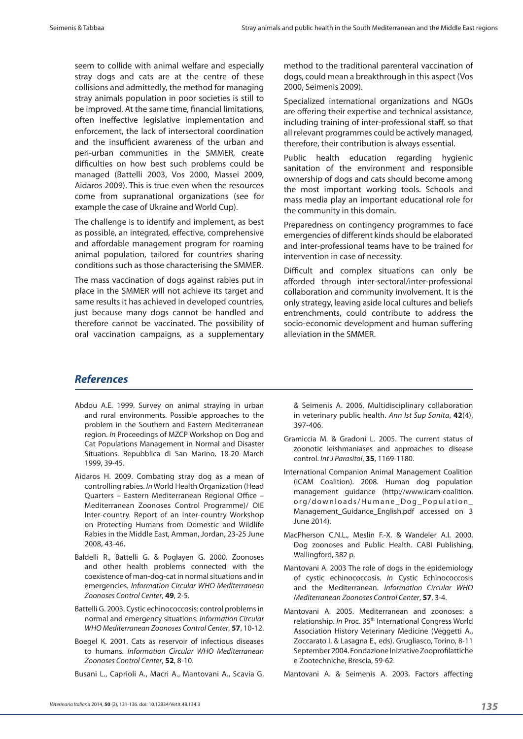seem to collide with animal welfare and especially stray dogs and cats are at the centre of these collisions and admittedly, the method for managing stray animals population in poor societies is still to be improved. At the same time, financial limitations, often ineffective legislative implementation and enforcement, the lack of intersectoral coordination and the insufficient awareness of the urban and peri-urban communities in the SMMER, create difficulties on how best such problems could be managed (Battelli 2003, Vos 2000, Massei 2009, Aidaros 2009). This is true even when the resources come from supranational organizations (see for example the case of Ukraine and World Cup).

The challenge is to identify and implement, as best as possible, an integrated, effective, comprehensive and affordable management program for roaming animal population, tailored for countries sharing conditions such as those characterising the SMMER.

The mass vaccination of dogs against rabies put in place in the SMMER will not achieve its target and same results it has achieved in developed countries, just because many dogs cannot be handled and therefore cannot be vaccinated. The possibility of oral vaccination campaigns, as a supplementary method to the traditional parenteral vaccination of dogs, could mean a breakthrough in this aspect (Vos 2000, Seimenis 2009).

Specialized international organizations and NGOs are offering their expertise and technical assistance, including training of inter-professional staff, so that all relevant programmes could be actively managed, therefore, their contribution is always essential.

Public health education regarding hygienic sanitation of the environment and responsible ownership of dogs and cats should become among the most important working tools. Schools and mass media play an important educational role for the community in this domain.

Preparedness on contingency programmes to face emergencies of different kinds should be elaborated and inter-professional teams have to be trained for intervention in case of necessity.

Difficult and complex situations can only be afforded through inter-sectoral/inter-professional collaboration and community involvement. It is the only strategy, leaving aside local cultures and beliefs entrenchments, could contribute to address the socio-economic development and human suffering alleviation in the SMMER.

## References

Abdou A.E. 1999. Survey on animal straying in urban and rural environments. Possible approaches to the problem in the Southern and Eastern Mediterranean region. *In* Proceedings of MZCP Workshop on Dog and Cat Populations Management in Normal and Disaster Situations. Repubblica di San Marino, 18-20 March 1999, 39-45.

Aidaros H. 2009. Combating stray dog as a mean of controlling rabies. *In* World Health Organization (Head Quarters – Eastern Mediterranean Regional Office – Mediterranean Zoonoses Control Programme)/ OIE Inter-country. Report of an Inter-country Workshop on Protecting Humans from Domestic and Wildlife Rabies in the Middle East, Amman, Jordan, 23-25 June 2008, 43-46.

Baldelli R., Battelli G. & Poglayen G. 2000. Zoonoses and other health problems connected with the coexistence of man-dog-cat in normal situations and in emergencies. *Information Circular WHO Mediterranean Zoonoses Control Center*, **49**, 2-5.

Battelli G. 2003. Cystic echinococcosis: control problems in normal and emergency situations. *Information Circular WHO Mediterranean Zoonoses Control Center*, **57**, 10-12.

Boegel K. 2001. Cats as reservoir of infectious diseases to humans. *Information Circular WHO Mediterranean Zoonoses Control Center*, **52**, 8-10.

Busani L., Caprioli A., Macri A., Mantovani A., Scavia G. & Seimenis A. 2006. Multidisciplinary collaboration in veterinary public health. *Ann Ist Sup Sanita*, **42**(4), 397-406.

Gramiccia M. & Gradoni L. 2005. The current status of zoonotic leishmaniases and approaches to disease control. *Int J Parasitol*, **35**, 1169-1180.

International Companion Animal Management Coalition (ICAM Coalition). 2008. Human dog population management guidance (http://www.icam-coalition.org/downloads/Humane_Dog_Population_Management_Guidance_English.pdf accessed on 3 June 2014).

MacPherson C.N.L., Meslin F.-X. & Wandeler A.I. 2000. Dog zoonoses and Public Health. CABI Publishing, Wallingford, 382 p.

Mantovani A. 2003 The role of dogs in the epidemiology of cystic echinococcosis. *In* Cystic Echinococcosis and the Mediterranean. *Information Circular WHO Mediterranean Zoonoses Control Center*, **57**, 3-4.

Mantovani A. 2005. Mediterranean and zoonoses: a relationship. *In* Proc. 35th International Congress World Association History Veterinary Medicine (Veggetti A., Zoccarato I. & Lasagna E., eds). Grugliasco, Torino, 8-11 September 2004. Fondazione Iniziative Zooprofilattiche e Zootechniche, Brescia, 59-62.

Mantovani A. & Seimenis A. 2003. Factors affecting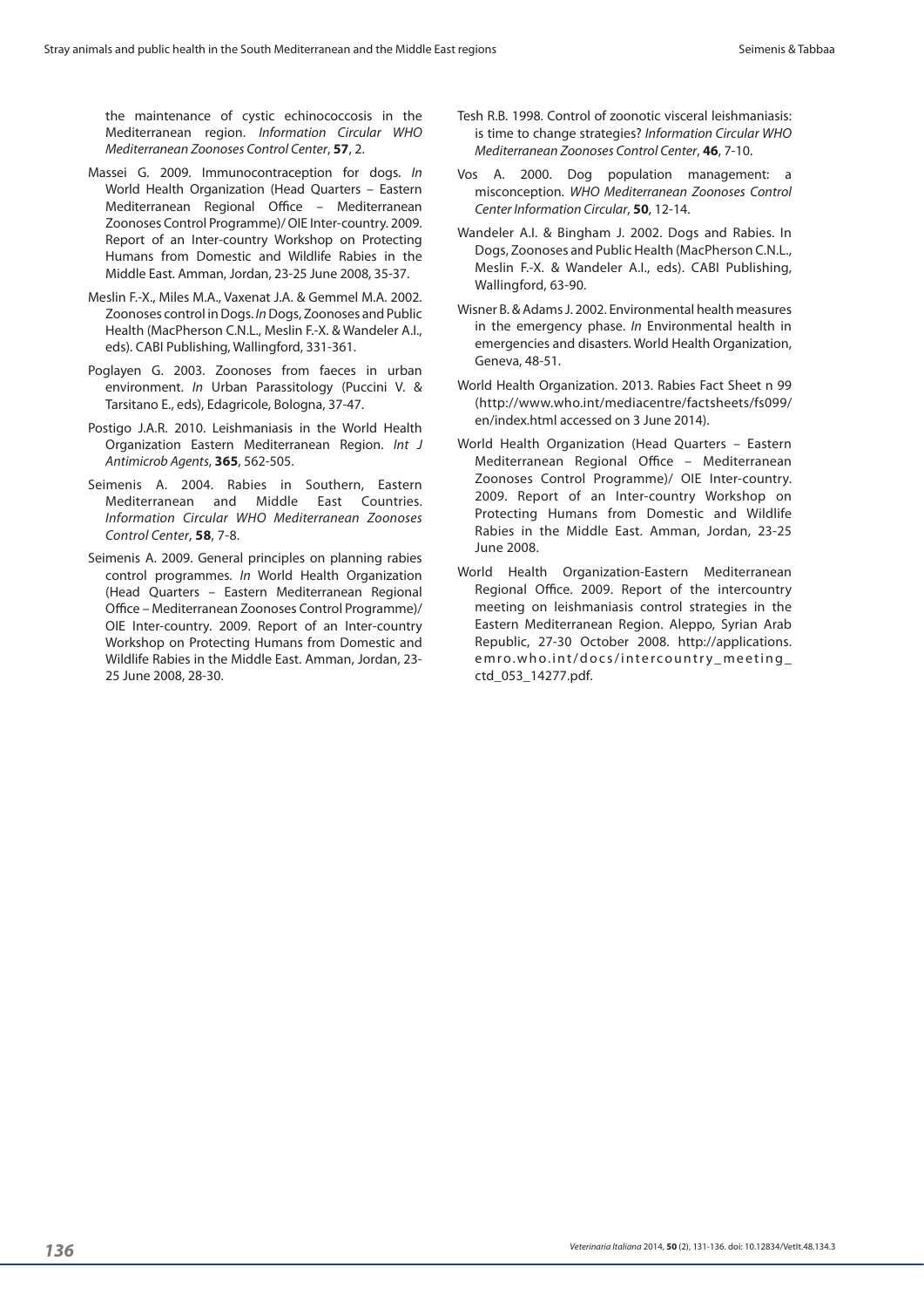the maintenance of cystic echinococcosis in the Mediterranean region. *Information Circular WHO Mediterranean Zoonoses Control Center*, **57**, 2.

Massei G. 2009. Immunocontraception for dogs. *In* World Health Organization (Head Quarters – Eastern Mediterranean Regional Office – Mediterranean Zoonoses Control Programme)/ OIE Inter-country. 2009. Report of an Inter-country Workshop on Protecting Humans from Domestic and Wildlife Rabies in the Middle East. Amman, Jordan, 23-25 June 2008, 35-37.

Meslin F.-X., Miles M.A., Vaxenat J.A. & Gemmel M.A. 2002. Zoonoses control in Dogs. *In* Dogs, Zoonoses and Public Health (MacPherson C.N.L., Meslin F.-X. & Wandeler A.I., eds). CABI Publishing, Wallingford, 331-361.

Poglayen G. 2003. Zoonoses from faeces in urban environment. *In* Urban Parassitology (Puccini V. & Tarsitano E., eds), Edagricole, Bologna, 37-47.

Postigo J.A.R. 2010. Leishmaniasis in the World Health Organization Eastern Mediterranean Region. *Int J Antimicrob Agents*, **365**, 562-505.

Seimenis A. 2004. Rabies in Southern, Eastern Mediterranean and Middle East Countries. *Information Circular WHO Mediterranean Zoonoses Control Center*, **58**, 7-8.

Seimenis A. 2009. General principles on planning rabies control programmes. *In* World Health Organization (Head Quarters – Eastern Mediterranean Regional Office – Mediterranean Zoonoses Control Programme)/ OIE Inter-country. 2009. Report of an Inter-country Workshop on Protecting Humans from Domestic and Wildlife Rabies in the Middle East. Amman, Jordan, 23-25 June 2008, 28-30.

Tesh R.B. 1998. Control of zoonotic visceral leishmaniasis: is time to change strategies? *Information Circular WHO Mediterranean Zoonoses Control Center*, **46**, 7-10.

Vos A. 2000. Dog population management: a misconception. *WHO Mediterranean Zoonoses Control Center Information Circular*, **50**, 12-14.

Wandeler A.I. & Bingham J. 2002. Dogs and Rabies. In Dogs, Zoonoses and Public Health (MacPherson C.N.L., Meslin F.-X. & Wandeler A.I., eds). CABI Publishing, Wallingford, 63-90.

Wisner B. & Adams J. 2002. Environmental health measures in the emergency phase. *In* Environmental health in emergencies and disasters. World Health Organization, Geneva, 48-51.

World Health Organization. 2013. Rabies Fact Sheet n 99 (http://www.who.int/mediacentre/factsheets/fs099/en/index.html accessed on 3 June 2014).

World Health Organization (Head Quarters – Eastern Mediterranean Regional Office – Mediterranean Zoonoses Control Programme)/ OIE Inter-country. 2009. Report of an Inter-country Workshop on Protecting Humans from Domestic and Wildlife Rabies in the Middle East. Amman, Jordan, 23-25 June 2008.

World Health Organization-Eastern Mediterranean Regional Office. 2009. Report of the intercountry meeting on leishmaniasis control strategies in the Eastern Mediterranean Region. Aleppo, Syrian Arab Republic, 27-30 October 2008. http://applications.emro.who.int/docs/intercountry_meeting_ctd_053_14277.pdf.